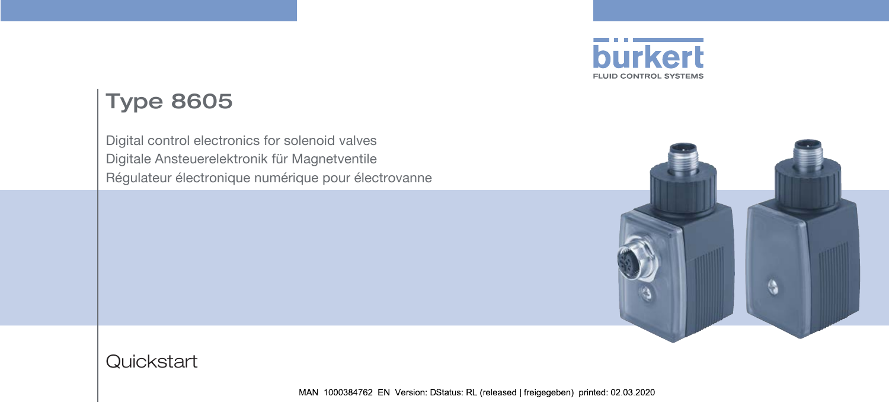# Type 8605

Digital control electronics for solenoid valves
Digitale Ansteuerelektronik für Magnetventile
Régulateur électronique numérique pour électrovanne

Quickstart

MAN 1000384762 EN Version: DStatus: RL (released | freigegeben) printed: 02.03.2020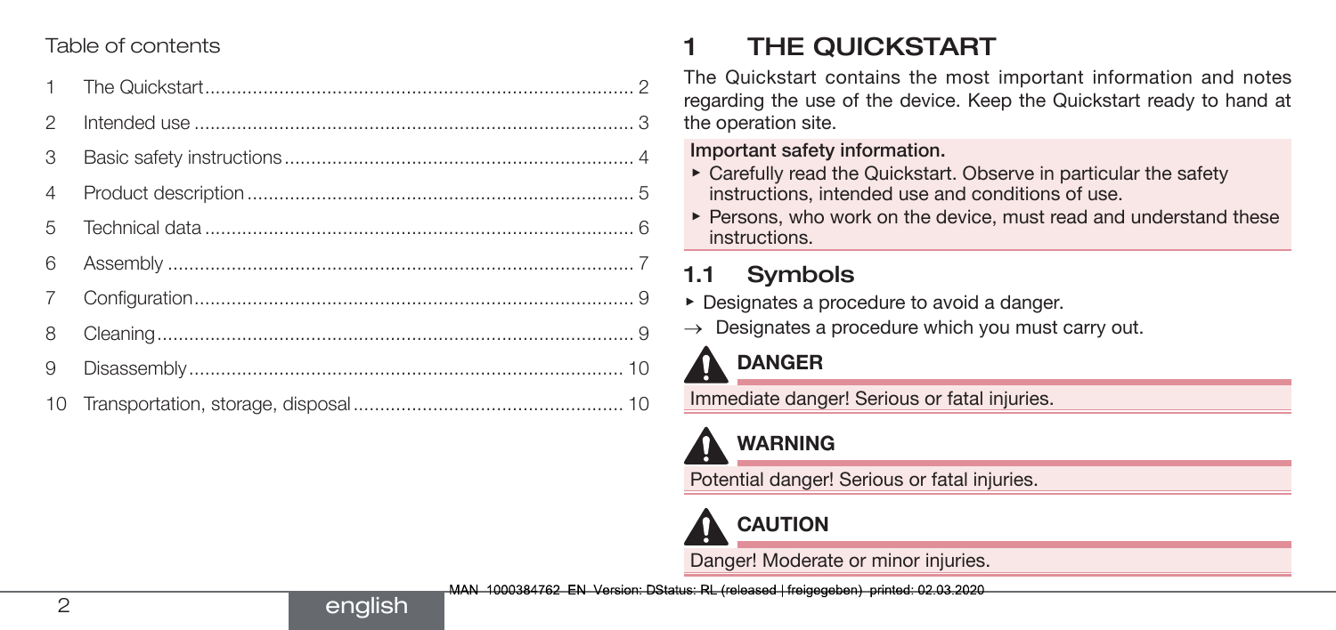Table of contents

| | | |
|---|---|---|
| 1 | The Quickstart | 2 |
| 2 | Intended use | 3 |
| 3 | Basic safety instructions | 4 |
| 4 | Product description | 5 |
| 5 | Technical data | 6 |
| 6 | Assembly | 7 |
| 7 | Configuration | 9 |
| 8 | Cleaning | 9 |
| 9 | Disassembly | 10 |
| 10 | Transportation, storage, disposal | 10 |

# 1 THE QUICKSTART

The Quickstart contains the most important information and notes regarding the use of the device. Keep the Quickstart ready to hand at the operation site.

**Important safety information.**

- ▸ Carefully read the Quickstart. Observe in particular the safety instructions, intended use and conditions of use.
- ▸ Persons, who work on the device, must read and understand these instructions.

## 1.1 Symbols

- ▸ Designates a procedure to avoid a danger.
- → Designates a procedure which you must carry out.

**DANGER**

Immediate danger! Serious or fatal injuries.

**WARNING**

Potential danger! Serious or fatal injuries.

**CAUTION**

Danger! Moderate or minor injuries.

MAN 1000384762 EN Version: DStatus: RL (released | freigegeben) printed: 02.03.2020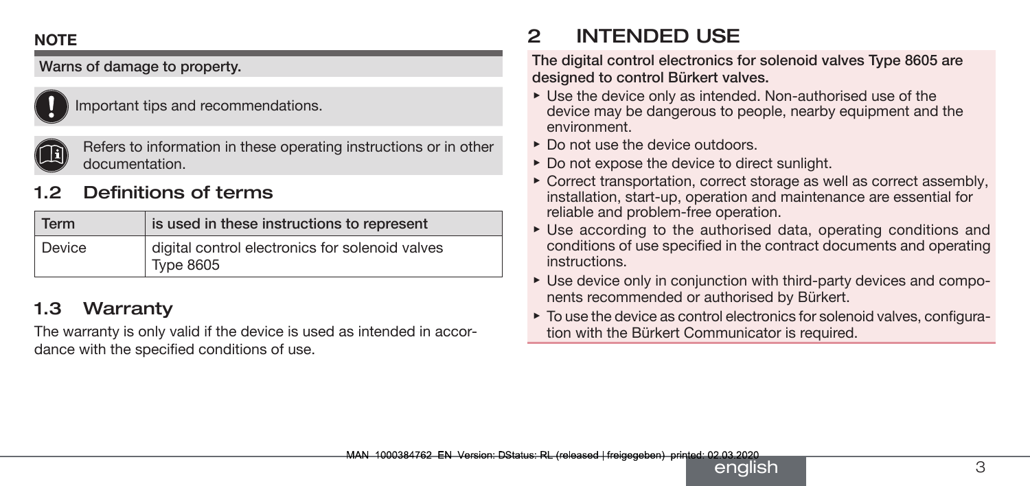**NOTE**

**Warns of damage to property.**

Important tips and recommendations.

Refers to information in these operating instructions or in other documentation.

## 1.2 Definitions of terms

| Term | is used in these instructions to represent |
| --- | --- |
| Device | digital control electronics for solenoid valves Type 8605 |

## 1.3 Warranty

The warranty is only valid if the device is used as intended in accordance with the specified conditions of use.

# 2 INTENDED USE

**The digital control electronics for solenoid valves Type 8605 are designed to control Bürkert valves.**

- Use the device only as intended. Non-authorised use of the device may be dangerous to people, nearby equipment and the environment.
- Do not use the device outdoors.
- Do not expose the device to direct sunlight.
- Correct transportation, correct storage as well as correct assembly, installation, start-up, operation and maintenance are essential for reliable and problem-free operation.
- Use according to the authorised data, operating conditions and conditions of use specified in the contract documents and operating instructions.
- Use device only in conjunction with third-party devices and components recommended or authorised by Bürkert.
- To use the device as control electronics for solenoid valves, configuration with the Bürkert Communicator is required.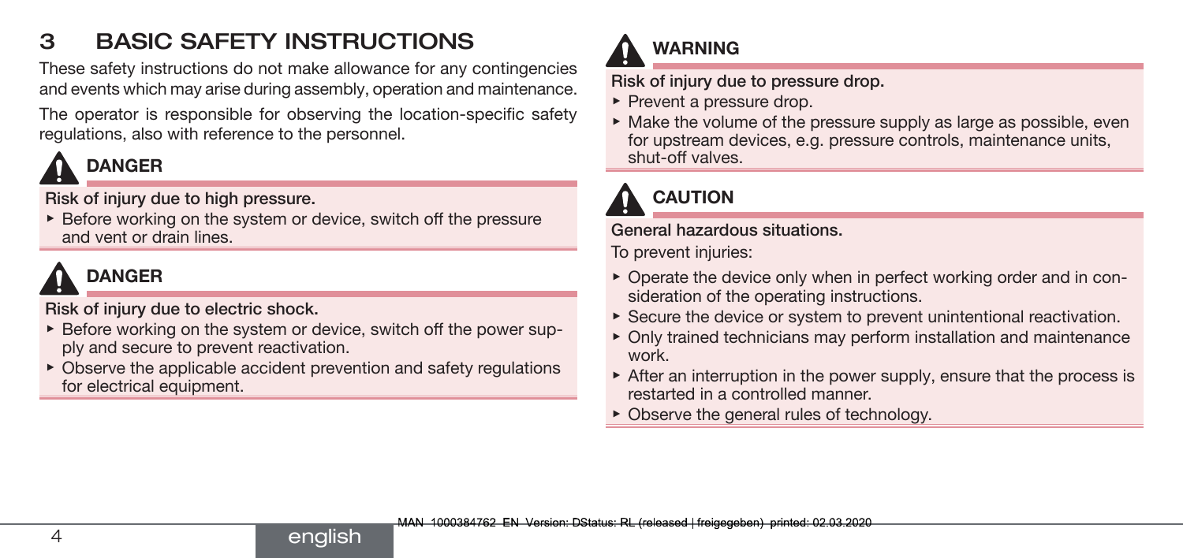# 3 BASIC SAFETY INSTRUCTIONS

These safety instructions do not make allowance for any contingencies and events which may arise during assembly, operation and maintenance.

The operator is responsible for observing the location-specific safety regulations, also with reference to the personnel.

**DANGER**

**Risk of injury due to high pressure.**

- Before working on the system or device, switch off the pressure and vent or drain lines.

**DANGER**

**Risk of injury due to electric shock.**

- Before working on the system or device, switch off the power supply and secure to prevent reactivation.
- Observe the applicable accident prevention and safety regulations for electrical equipment.

**WARNING**

**Risk of injury due to pressure drop.**

- Prevent a pressure drop.
- Make the volume of the pressure supply as large as possible, even for upstream devices, e.g. pressure controls, maintenance units, shut-off valves.

**CAUTION**

**General hazardous situations.**

To prevent injuries:

- Operate the device only when in perfect working order and in consideration of the operating instructions.
- Secure the device or system to prevent unintentional reactivation.
- Only trained technicians may perform installation and maintenance work.
- After an interruption in the power supply, ensure that the process is restarted in a controlled manner.
- Observe the general rules of technology.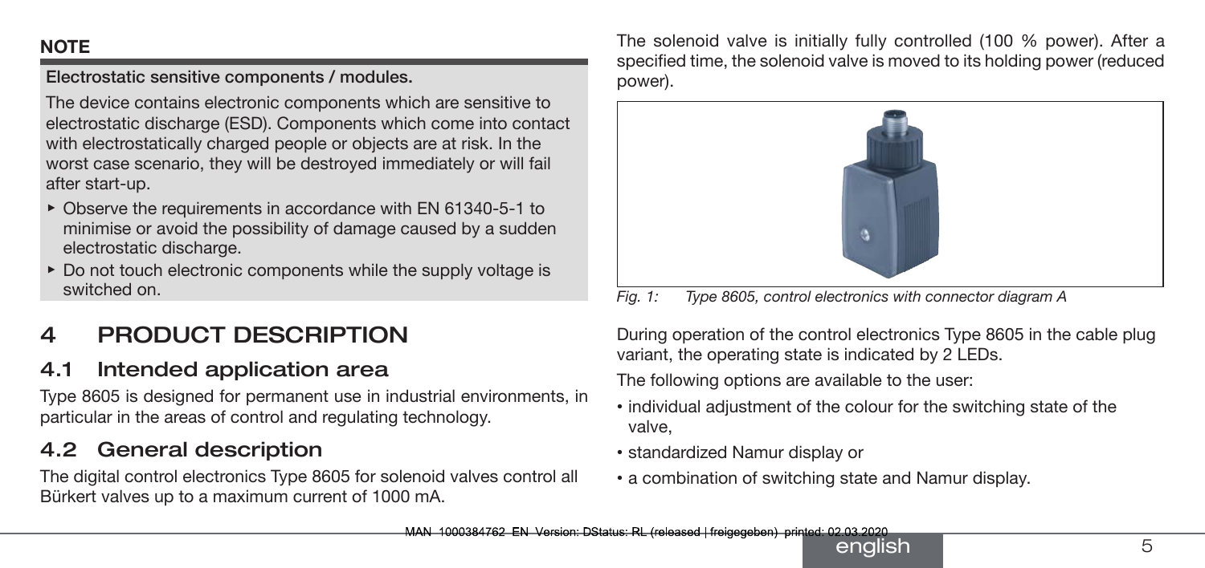**NOTE**

**Electrostatic sensitive components / modules.**

The device contains electronic components which are sensitive to electrostatic discharge (ESD). Components which come into contact with electrostatically charged people or objects are at risk. In the worst case scenario, they will be destroyed immediately or will fail after start-up.

- Observe the requirements in accordance with EN 61340-5-1 to minimise or avoid the possibility of damage caused by a sudden electrostatic discharge.
- Do not touch electronic components while the supply voltage is switched on.

# 4 PRODUCT DESCRIPTION

## 4.1 Intended application area

Type 8605 is designed for permanent use in industrial environments, in particular in the areas of control and regulating technology.

## 4.2 General description

The digital control electronics Type 8605 for solenoid valves control all Bürkert valves up to a maximum current of 1000 mA.

The solenoid valve is initially fully controlled (100 % power). After a specified time, the solenoid valve is moved to its holding power (reduced power).

*Fig. 1: Type 8605, control electronics with connector diagram A*

During operation of the control electronics Type 8605 in the cable plug variant, the operating state is indicated by 2 LEDs.

The following options are available to the user:

- individual adjustment of the colour for the switching state of the valve,
- standardized Namur display or
- a combination of switching state and Namur display.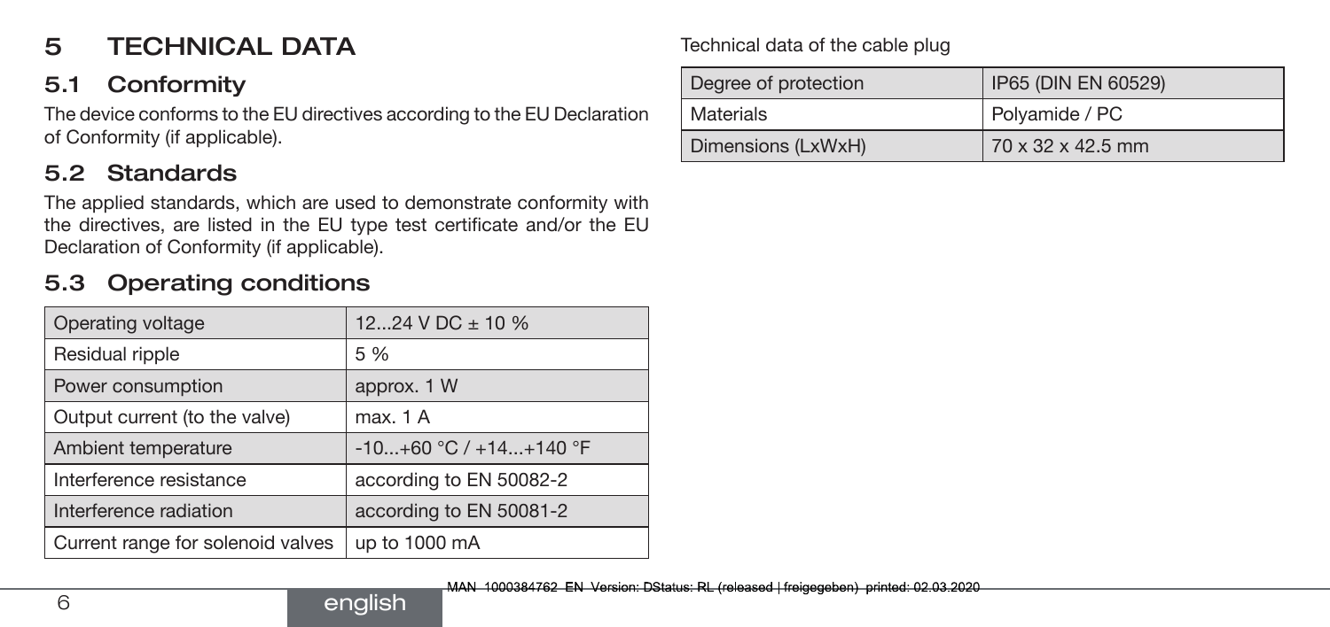# 5 TECHNICAL DATA

## 5.1 Conformity

The device conforms to the EU directives according to the EU Declaration of Conformity (if applicable).

## 5.2 Standards

The applied standards, which are used to demonstrate conformity with the directives, are listed in the EU type test certificate and/or the EU Declaration of Conformity (if applicable).

## 5.3 Operating conditions

| Operating voltage | 12...24 V DC ± 10 % |
|---|---|
| Residual ripple | 5 % |
| Power consumption | approx. 1 W |
| Output current (to the valve) | max. 1 A |
| Ambient temperature | -10...+60 °C / +14...+140 °F |
| Interference resistance | according to EN 50082-2 |
| Interference radiation | according to EN 50081-2 |
| Current range for solenoid valves | up to 1000 mA |

Technical data of the cable plug

| Degree of protection | IP65 (DIN EN 60529) |
|---|---|
| Materials | Polyamide / PC |
| Dimensions (LxWxH) | 70 x 32 x 42.5 mm |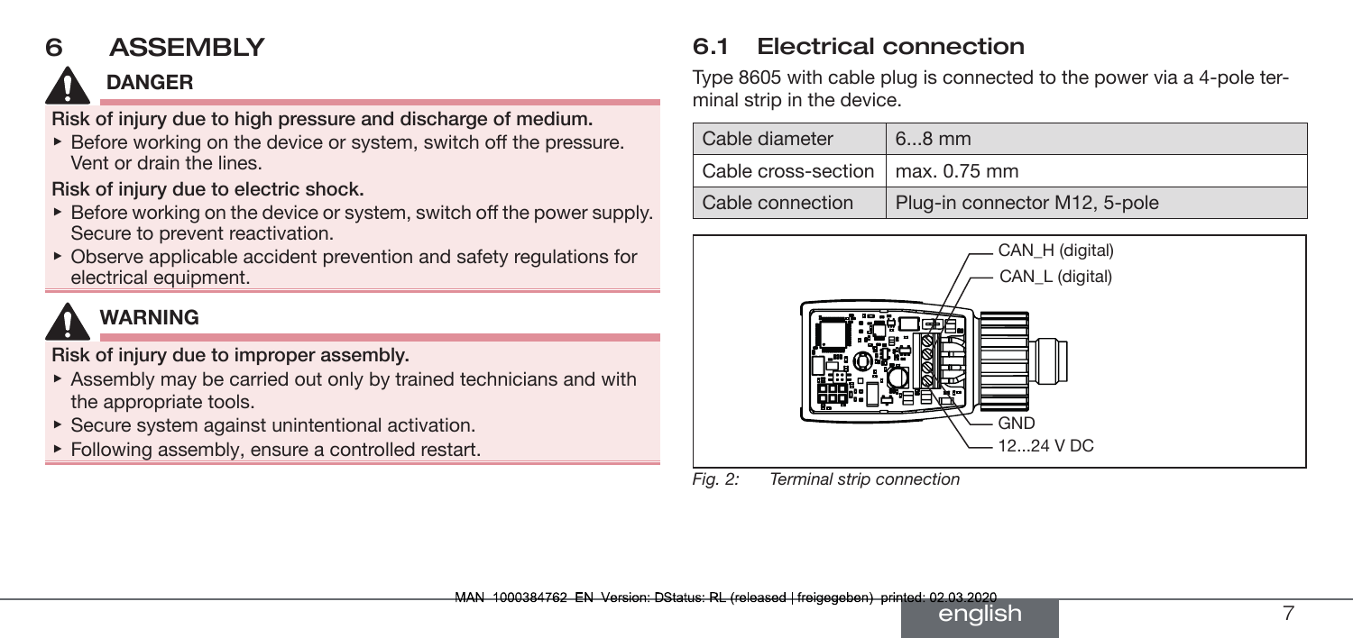# 6 ASSEMBLY

**DANGER**

**Risk of injury due to high pressure and discharge of medium.**

- Before working on the device or system, switch off the pressure. Vent or drain the lines.

**Risk of injury due to electric shock.**

- Before working on the device or system, switch off the power supply. Secure to prevent reactivation.
- Observe applicable accident prevention and safety regulations for electrical equipment.

**WARNING**

**Risk of injury due to improper assembly.**

- Assembly may be carried out only by trained technicians and with the appropriate tools.
- Secure system against unintentional activation.
- Following assembly, ensure a controlled restart.

## 6.1 Electrical connection

Type 8605 with cable plug is connected to the power via a 4-pole terminal strip in the device.

| Cable diameter | 6...8 mm |
| --- | --- |
| Cable cross-section | max. 0.75 mm |
| Cable connection | Plug-in connector M12, 5-pole |

CAN_H (digital)
CAN_L (digital)
GND
12...24 V DC

*Fig. 2: Terminal strip connection*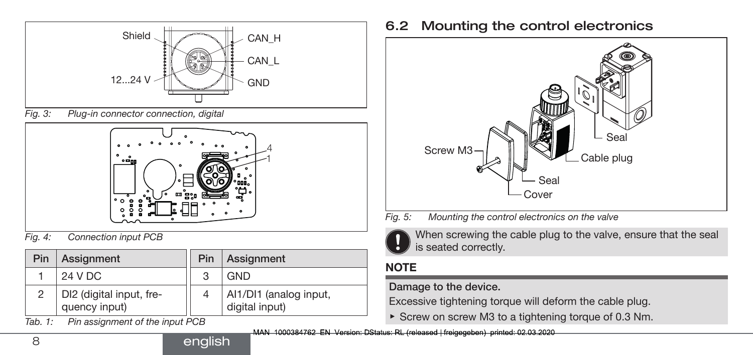Fig. 3: Plug-in connector connection, digital

Fig. 4: Connection input PCB

| Pin | Assignment | Pin | Assignment |
|---|---|---|---|
| 1 | 24 V DC | 3 | GND |
| 2 | DI2 (digital input, frequency input) | 4 | AI1/DI1 (analog input, digital input) |

Tab. 1: Pin assignment of the input PCB

## 6.2 Mounting the control electronics

Fig. 5: Mounting the control electronics on the valve

When screwing the cable plug to the valve, ensure that the seal is seated correctly.

**NOTE**

**Damage to the device.**

Excessive tightening torque will deform the cable plug.

- Screw on screw M3 to a tightening torque of 0.3 Nm.

MAN 1000384762 EN Version: DStatus: RL (released | freigegeben) printed: 02.03.2020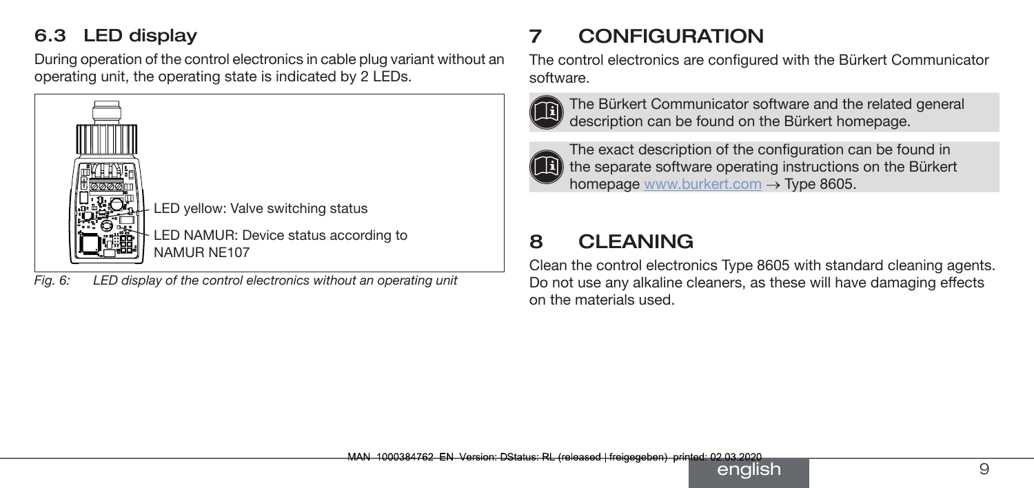## 6.3 LED display

During operation of the control electronics in cable plug variant without an operating unit, the operating state is indicated by 2 LEDs.

LED yellow: Valve switching status

LED NAMUR: Device status according to NAMUR NE107

*Fig. 6: LED display of the control electronics without an operating unit*

# 7 CONFIGURATION

The control electronics are configured with the Bürkert Communicator software.

The Bürkert Communicator software and the related general description can be found on the Bürkert homepage.

The exact description of the configuration can be found in the separate software operating instructions on the Bürkert homepage www.burkert.com → Type 8605.

# 8 CLEANING

Clean the control electronics Type 8605 with standard cleaning agents. Do not use any alkaline cleaners, as these will have damaging effects on the materials used.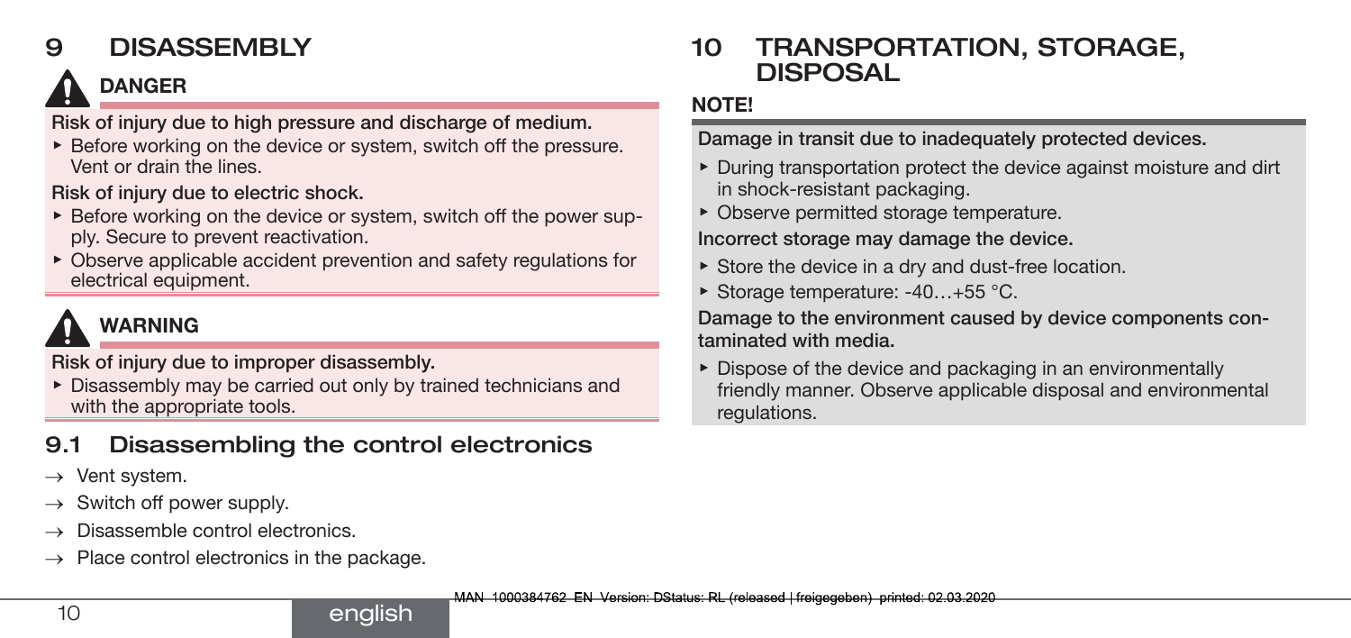# 9 DISASSEMBLY

**DANGER**

**Risk of injury due to high pressure and discharge of medium.**

- Before working on the device or system, switch off the pressure. Vent or drain the lines.

**Risk of injury due to electric shock.**

- Before working on the device or system, switch off the power supply. Secure to prevent reactivation.
- Observe applicable accident prevention and safety regulations for electrical equipment.

**WARNING**

**Risk of injury due to improper disassembly.**

- Disassembly may be carried out only by trained technicians and with the appropriate tools.

## 9.1 Disassembling the control electronics

→ Vent system.

→ Switch off power supply.

→ Disassemble control electronics.

→ Place control electronics in the package.

# 10 TRANSPORTATION, STORAGE, DISPOSAL

**NOTE!**

**Damage in transit due to inadequately protected devices.**

- During transportation protect the device against moisture and dirt in shock-resistant packaging.
- Observe permitted storage temperature.

**Incorrect storage may damage the device.**

- Store the device in a dry and dust-free location.
- Storage temperature: -40…+55 °C.

**Damage to the environment caused by device components contaminated with media.**

- Dispose of the device and packaging in an environmentally friendly manner. Observe applicable disposal and environmental regulations.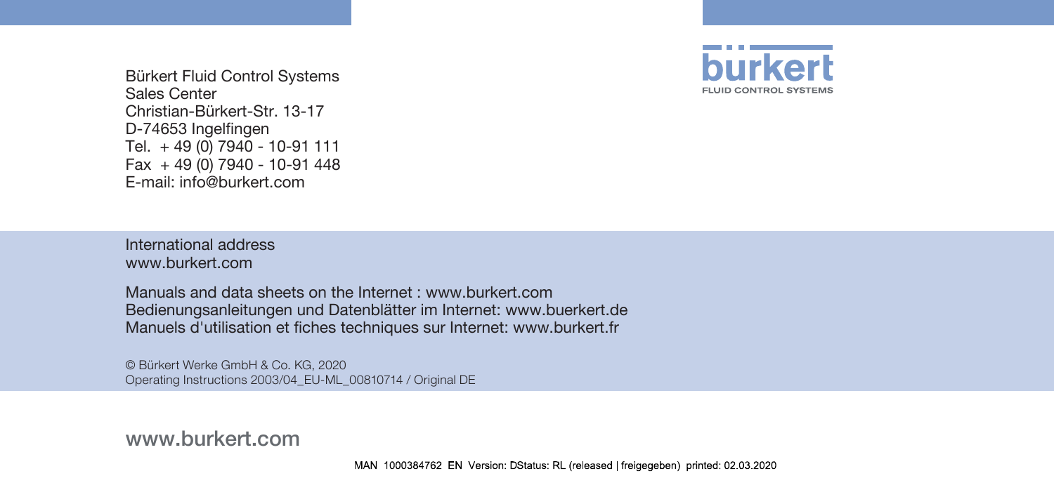Bürkert Fluid Control Systems
Sales Center
Christian-Bürkert-Str. 13-17
D-74653 Ingelfingen
Tel. + 49 (0) 7940 - 10-91 111
Fax + 49 (0) 7940 - 10-91 448
E-mail: info@burkert.com

bürkert
FLUID CONTROL SYSTEMS

International address
www.burkert.com

Manuals and data sheets on the Internet : www.burkert.com
Bedienungsanleitungen und Datenblätter im Internet: www.buerkert.de
Manuels d'utilisation et fiches techniques sur Internet: www.burkert.fr

© Bürkert Werke GmbH & Co. KG, 2020
Operating Instructions 2003/04_EU-ML_00810714 / Original DE

www.burkert.com

MAN 1000384762 EN Version: DStatus: RL (released | freigegeben) printed: 02.03.2020